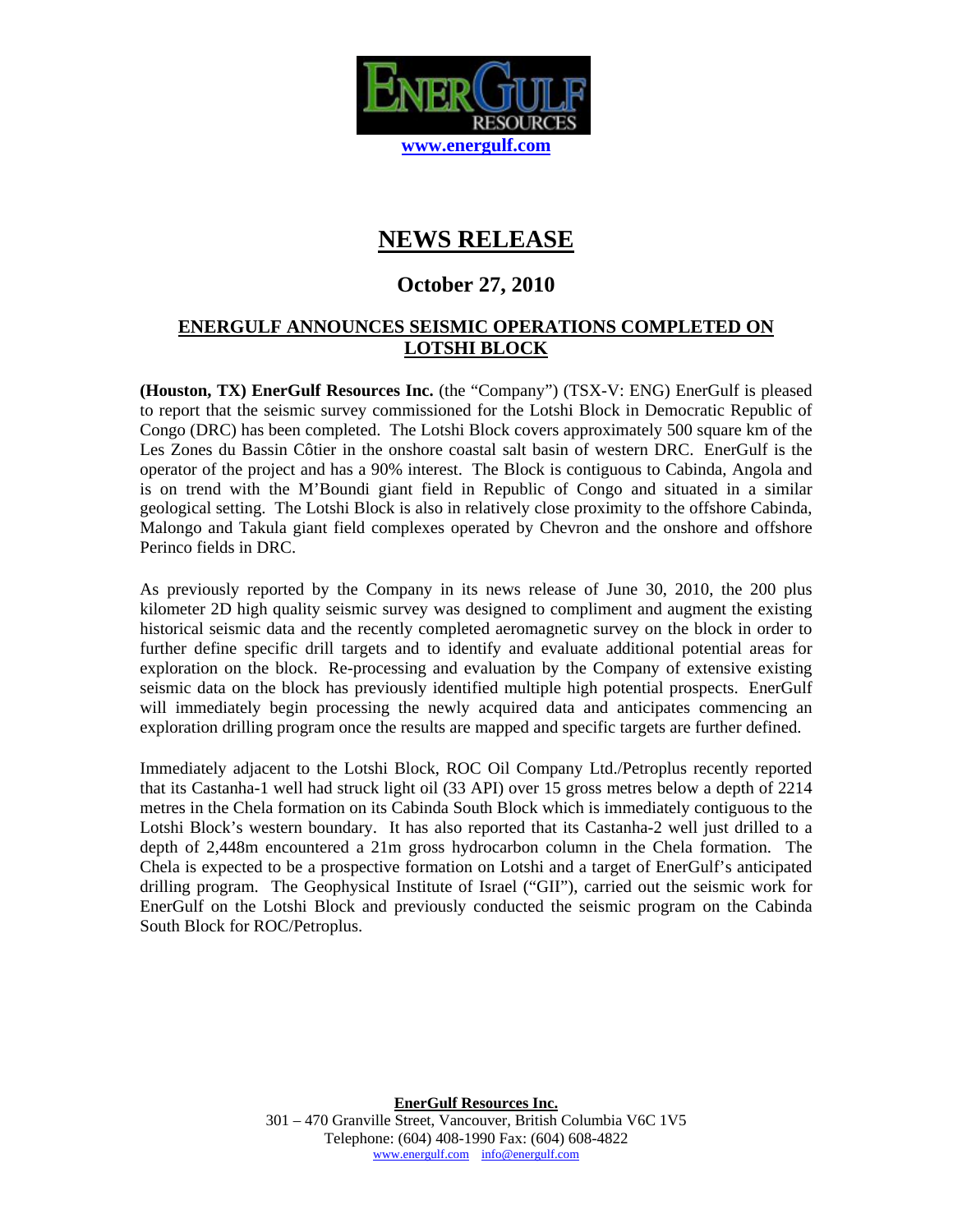www.energulf.com

# NEWS RELEASE

## October 27, 2010

### ENERGULF ANNOUNCES SEISMIC OPERATIONS COMPLETED ON LOTSHI BLOCK

**(Houston, TX) EnerGulf Resources Inc.** (the "Company") (TSX-V: ENG) EnerGulf is pleased to report that the seismic survey commissioned for the Lotshi Block in Democratic Republic of Congo (DRC) has been completed. The Lotshi Block covers approximately 500 square km of the Les Zones du Bassin Côtier in the onshore coastal salt basin of western DRC. EnerGulf is the operator of the project and has a 90% interest. The Block is contiguous to Cabinda, Angola and is on trend with the M'Boundi giant field in Republic of Congo and situated in a similar geological setting. The Lotshi Block is also in relatively close proximity to the offshore Cabinda, Malongo and Takula giant field complexes operated by Chevron and the onshore and offshore Perinco fields in DRC.

As previously reported by the Company in its news release of June 30, 2010, the 200 plus kilometer 2D high quality seismic survey was designed to compliment and augment the existing historical seismic data and the recently completed aeromagnetic survey on the block in order to further define specific drill targets and to identify and evaluate additional potential areas for exploration on the block. Re-processing and evaluation by the Company of extensive existing seismic data on the block has previously identified multiple high potential prospects. EnerGulf will immediately begin processing the newly acquired data and anticipates commencing an exploration drilling program once the results are mapped and specific targets are further defined.

Immediately adjacent to the Lotshi Block, ROC Oil Company Ltd./Petroplus recently reported that its Castanha-1 well had struck light oil (33 API) over 15 gross metres below a depth of 2214 metres in the Chela formation on its Cabinda South Block which is immediately contiguous to the Lotshi Block's western boundary. It has also reported that its Castanha-2 well just drilled to a depth of 2,448m encountered a 21m gross hydrocarbon column in the Chela formation. The Chela is expected to be a prospective formation on Lotshi and a target of EnerGulf's anticipated drilling program. The Geophysical Institute of Israel ("GII"), carried out the seismic work for EnerGulf on the Lotshi Block and previously conducted the seismic program on the Cabinda South Block for ROC/Petroplus.

**EnerGulf Resources Inc.**
301 – 470 Granville Street, Vancouver, British Columbia V6C 1V5
Telephone: (604) 408-1990 Fax: (604) 608-4822
www.energulf.com info@energulf.com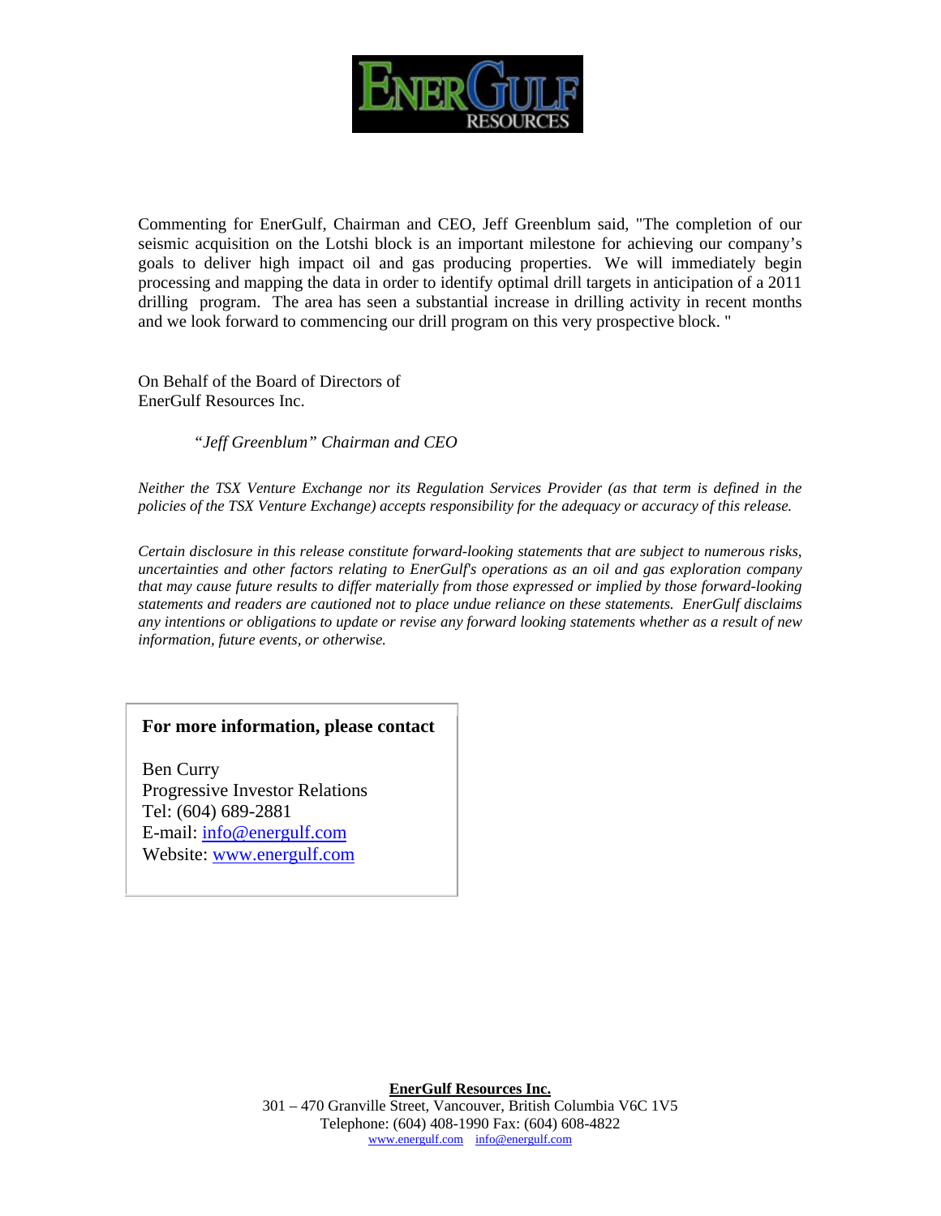Commenting for EnerGulf, Chairman and CEO, Jeff Greenblum said, "The completion of our seismic acquisition on the Lotshi block is an important milestone for achieving our company's goals to deliver high impact oil and gas producing properties. We will immediately begin processing and mapping the data in order to identify optimal drill targets in anticipation of a 2011 drilling program. The area has seen a substantial increase in drilling activity in recent months and we look forward to commencing our drill program on this very prospective block. "

On Behalf of the Board of Directors of
EnerGulf Resources Inc.

*"Jeff Greenblum" Chairman and CEO*

*Neither the TSX Venture Exchange nor its Regulation Services Provider (as that term is defined in the policies of the TSX Venture Exchange) accepts responsibility for the adequacy or accuracy of this release.*

*Certain disclosure in this release constitute forward-looking statements that are subject to numerous risks, uncertainties and other factors relating to EnerGulf's operations as an oil and gas exploration company that may cause future results to differ materially from those expressed or implied by those forward-looking statements and readers are cautioned not to place undue reliance on these statements. EnerGulf disclaims any intentions or obligations to update or revise any forward looking statements whether as a result of new information, future events, or otherwise.*

**For more information, please contact**

Ben Curry
Progressive Investor Relations
Tel: (604) 689-2881
E-mail: info@energulf.com
Website: www.energulf.com

**EnerGulf Resources Inc.**
301 – 470 Granville Street, Vancouver, British Columbia V6C 1V5
Telephone: (604) 408-1990 Fax: (604) 608-4822
www.energulf.com info@energulf.com